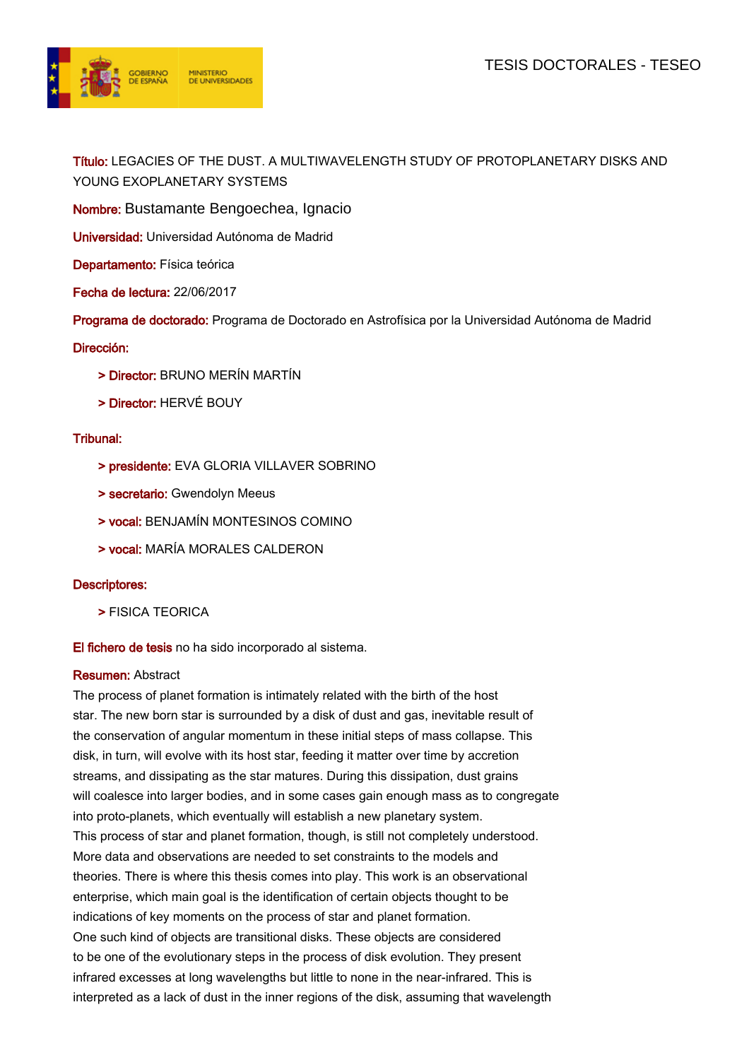TESIS DOCTORALES - TESEO

**Título:** LEGACIES OF THE DUST. A MULTIWAVELENGTH STUDY OF PROTOPLANETARY DISKS AND YOUNG EXOPLANETARY SYSTEMS

**Nombre:** Bustamante Bengoechea, Ignacio

**Universidad:** Universidad Autónoma de Madrid

**Departamento:** Física teórica

**Fecha de lectura:** 22/06/2017

**Programa de doctorado:** Programa de Doctorado en Astrofísica por la Universidad Autónoma de Madrid

**Dirección:**

> **Director:** BRUNO MERÍN MARTÍN

> **Director:** HERVÉ BOUY

**Tribunal:**

> **presidente:** EVA GLORIA VILLAVER SOBRINO

> **secretario:** Gwendolyn Meeus

> **vocal:** BENJAMÍN MONTESINOS COMINO

> **vocal:** MARÍA MORALES CALDERON

**Descriptores:**

> FISICA TEORICA

**El fichero de tesis** no ha sido incorporado al sistema.

**Resumen:** Abstract

The process of planet formation is intimately related with the birth of the host star. The new born star is surrounded by a disk of dust and gas, inevitable result of the conservation of angular momentum in these initial steps of mass collapse. This disk, in turn, will evolve with its host star, feeding it matter over time by accretion streams, and dissipating as the star matures. During this dissipation, dust grains will coalesce into larger bodies, and in some cases gain enough mass as to congregate into proto-planets, which eventually will establish a new planetary system.

This process of star and planet formation, though, is still not completely understood. More data and observations are needed to set constraints to the models and theories. There is where this thesis comes into play. This work is an observational enterprise, which main goal is the identification of certain objects thought to be indications of key moments on the process of star and planet formation.

One such kind of objects are transitional disks. These objects are considered to be one of the evolutionary steps in the process of disk evolution. They present infrared excesses at long wavelengths but little to none in the near-infrared. This is interpreted as a lack of dust in the inner regions of the disk, assuming that wavelength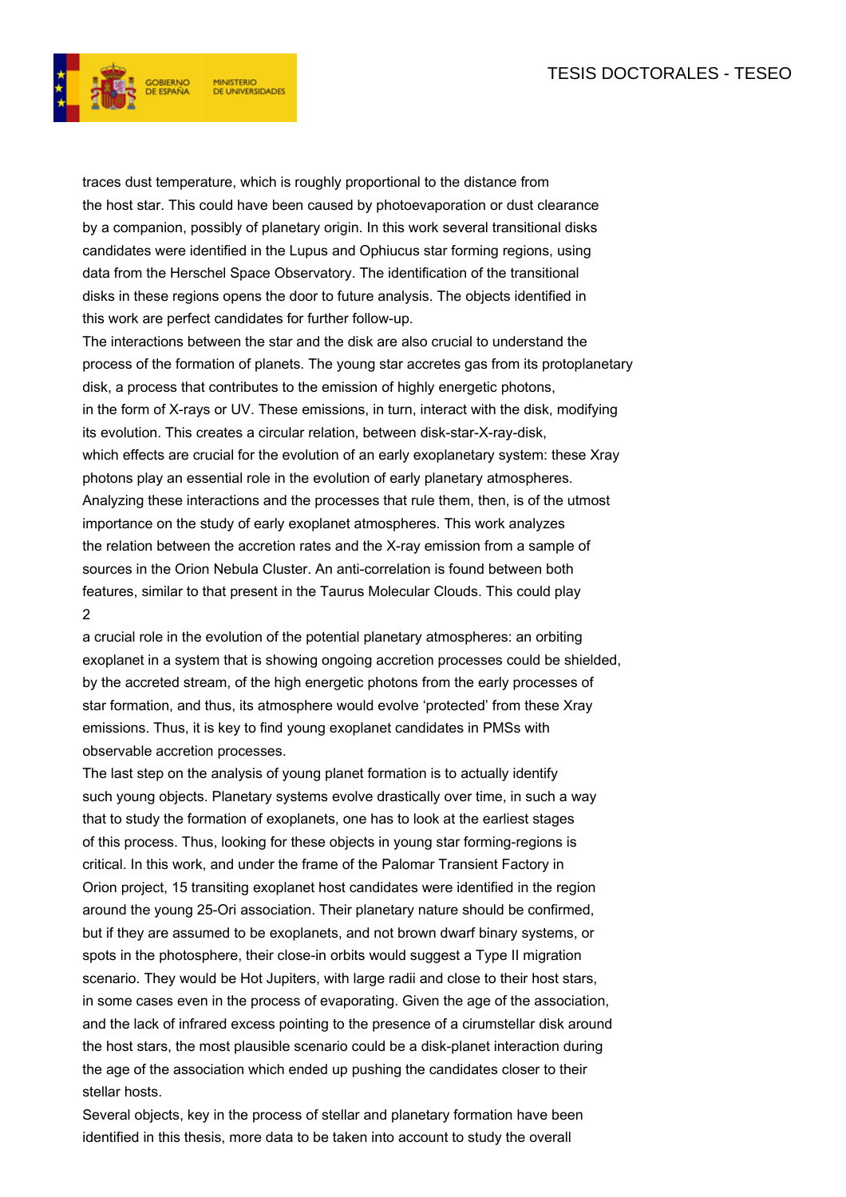traces dust temperature, which is roughly proportional to the distance from the host star. This could have been caused by photoevaporation or dust clearance by a companion, possibly of planetary origin. In this work several transitional disks candidates were identified in the Lupus and Ophiucus star forming regions, using data from the Herschel Space Observatory. The identification of the transitional disks in these regions opens the door to future analysis. The objects identified in this work are perfect candidates for further follow-up.

The interactions between the star and the disk are also crucial to understand the process of the formation of planets. The young star accretes gas from its protoplanetary disk, a process that contributes to the emission of highly energetic photons, in the form of X-rays or UV. These emissions, in turn, interact with the disk, modifying its evolution. This creates a circular relation, between disk-star-X-ray-disk, which effects are crucial for the evolution of an early exoplanetary system: these Xray photons play an essential role in the evolution of early planetary atmospheres. Analyzing these interactions and the processes that rule them, then, is of the utmost importance on the study of early exoplanet atmospheres. This work analyzes the relation between the accretion rates and the X-ray emission from a sample of sources in the Orion Nebula Cluster. An anti-correlation is found between both features, similar to that present in the Taurus Molecular Clouds. This could play a crucial role in the evolution of the potential planetary atmospheres: an orbiting exoplanet in a system that is showing ongoing accretion processes could be shielded, by the accreted stream, of the high energetic photons from the early processes of star formation, and thus, its atmosphere would evolve 'protected' from these Xray emissions. Thus, it is key to find young exoplanet candidates in PMSs with observable accretion processes.

The last step on the analysis of young planet formation is to actually identify such young objects. Planetary systems evolve drastically over time, in such a way that to study the formation of exoplanets, one has to look at the earliest stages of this process. Thus, looking for these objects in young star forming-regions is critical. In this work, and under the frame of the Palomar Transient Factory in Orion project, 15 transiting exoplanet host candidates were identified in the region around the young 25-Ori association. Their planetary nature should be confirmed, but if they are assumed to be exoplanets, and not brown dwarf binary systems, or spots in the photosphere, their close-in orbits would suggest a Type II migration scenario. They would be Hot Jupiters, with large radii and close to their host stars, in some cases even in the process of evaporating. Given the age of the association, and the lack of infrared excess pointing to the presence of a cirumstellar disk around the host stars, the most plausible scenario could be a disk-planet interaction during the age of the association which ended up pushing the candidates closer to their stellar hosts.

Several objects, key in the process of stellar and planetary formation have been identified in this thesis, more data to be taken into account to study the overall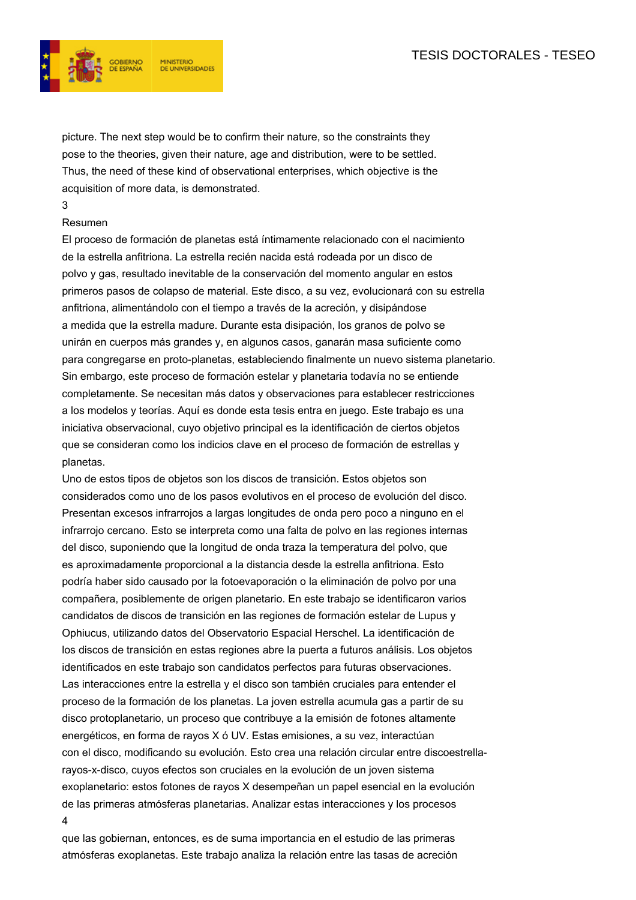picture. The next step would be to confirm their nature, so the constraints they pose to the theories, given their nature, age and distribution, were to be settled. Thus, the need of these kind of observational enterprises, which objective is the acquisition of more data, is demonstrated.

## Resumen

El proceso de formación de planetas está íntimamente relacionado con el nacimiento de la estrella anfitriona. La estrella recién nacida está rodeada por un disco de polvo y gas, resultado inevitable de la conservación del momento angular en estos primeros pasos de colapso de material. Este disco, a su vez, evolucionará con su estrella anfitriona, alimentándolo con el tiempo a través de la acreción, y disipándose a medida que la estrella madure. Durante esta disipación, los granos de polvo se unirán en cuerpos más grandes y, en algunos casos, ganarán masa suficiente como para congregarse en proto-planetas, estableciendo finalmente un nuevo sistema planetario. Sin embargo, este proceso de formación estelar y planetaria todavía no se entiende completamente. Se necesitan más datos y observaciones para establecer restricciones a los modelos y teorías. Aquí es donde esta tesis entra en juego. Este trabajo es una iniciativa observacional, cuyo objetivo principal es la identificación de ciertos objetos que se consideran como los indicios clave en el proceso de formación de estrellas y planetas.

Uno de estos tipos de objetos son los discos de transición. Estos objetos son considerados como uno de los pasos evolutivos en el proceso de evolución del disco. Presentan excesos infrarrojos a largas longitudes de onda pero poco a ninguno en el infrarrojo cercano. Esto se interpreta como una falta de polvo en las regiones internas del disco, suponiendo que la longitud de onda traza la temperatura del polvo, que es aproximadamente proporcional a la distancia desde la estrella anfitriona. Esto podría haber sido causado por la fotoevaporación o la eliminación de polvo por una compañera, posiblemente de origen planetario. En este trabajo se identificaron varios candidatos de discos de transición en las regiones de formación estelar de Lupus y Ophiucus, utilizando datos del Observatorio Espacial Herschel. La identificación de los discos de transición en estas regiones abre la puerta a futuros análisis. Los objetos identificados en este trabajo son candidatos perfectos para futuras observaciones.

Las interacciones entre la estrella y el disco son también cruciales para entender el proceso de la formación de los planetas. La joven estrella acumula gas a partir de su disco protoplanetario, un proceso que contribuye a la emisión de fotones altamente energéticos, en forma de rayos X ó UV. Estas emisiones, a su vez, interactúan con el disco, modificando su evolución. Esto crea una relación circular entre discoestrella-rayos-x-disco, cuyos efectos son cruciales en la evolución de un joven sistema exoplanetario: estos fotones de rayos X desempeñan un papel esencial en la evolución de las primeras atmósferas planetarias. Analizar estas interacciones y los procesos que las gobiernan, entonces, es de suma importancia en el estudio de las primeras atmósferas exoplanetas. Este trabajo analiza la relación entre las tasas de acreción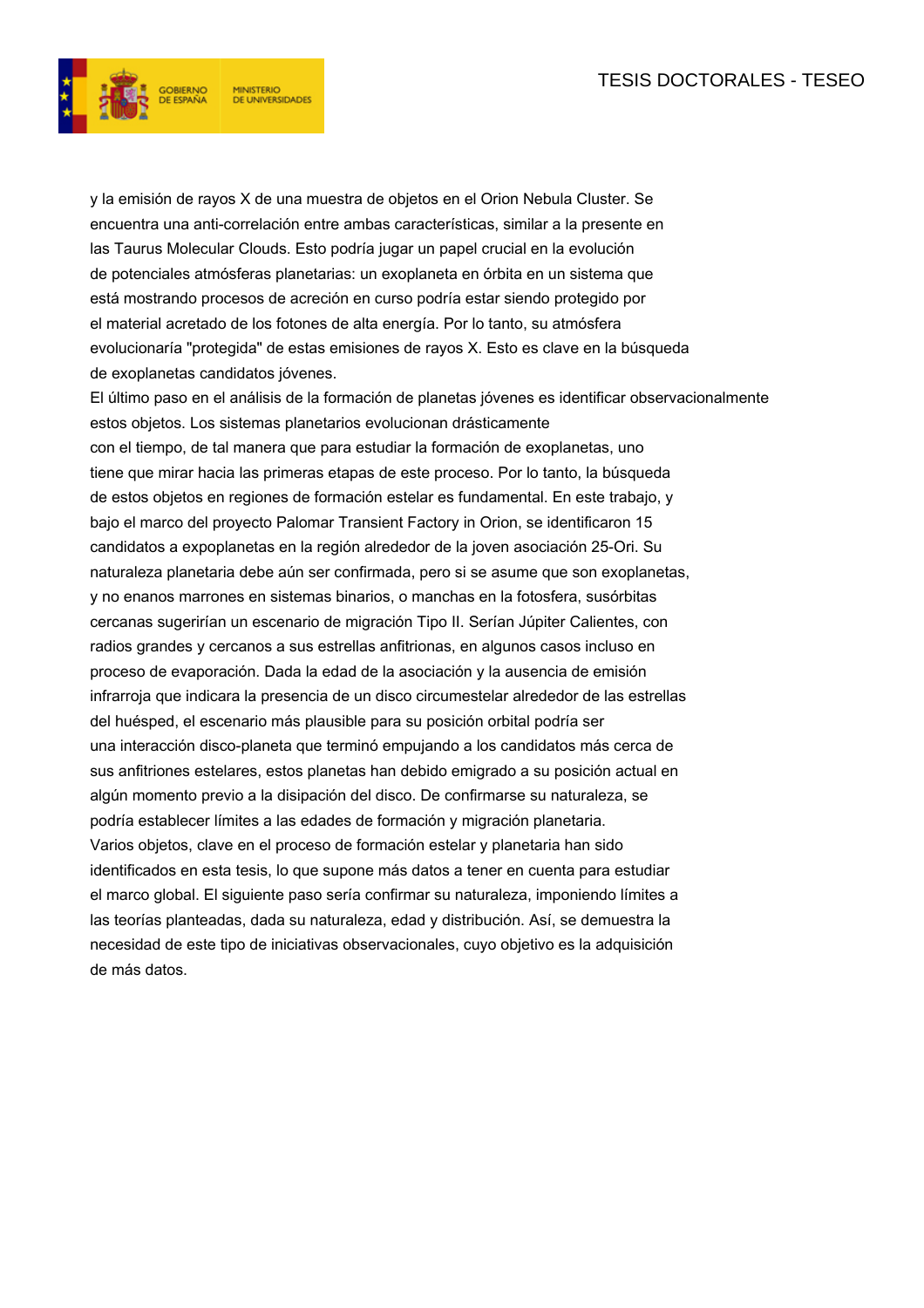y la emisión de rayos X de una muestra de objetos en el Orion Nebula Cluster. Se encuentra una anti-correlación entre ambas características, similar a la presente en las Taurus Molecular Clouds. Esto podría jugar un papel crucial en la evolución de potenciales atmósferas planetarias: un exoplaneta en órbita en un sistema que está mostrando procesos de acreción en curso podría estar siendo protegido por el material acretado de los fotones de alta energía. Por lo tanto, su atmósfera evolucionaría "protegida" de estas emisiones de rayos X. Esto es clave en la búsqueda de exoplanetas candidatos jóvenes.

El último paso en el análisis de la formación de planetas jóvenes es identificar observacionalmente estos objetos. Los sistemas planetarios evolucionan drásticamente con el tiempo, de tal manera que para estudiar la formación de exoplanetas, uno tiene que mirar hacia las primeras etapas de este proceso. Por lo tanto, la búsqueda de estos objetos en regiones de formación estelar es fundamental. En este trabajo, y bajo el marco del proyecto Palomar Transient Factory in Orion, se identificaron 15 candidatos a expoplanetas en la región alrededor de la joven asociación 25-Ori. Su naturaleza planetaria debe aún ser confirmada, pero si se asume que son exoplanetas, y no enanos marrones en sistemas binarios, o manchas en la fotosfera, susórbitas cercanas sugerirían un escenario de migración Tipo II. Serían Júpiter Calientes, con radios grandes y cercanos a sus estrellas anfitrionas, en algunos casos incluso en proceso de evaporación. Dada la edad de la asociación y la ausencia de emisión infrarroja que indicara la presencia de un disco circumestelar alrededor de las estrellas del huésped, el escenario más plausible para su posición orbital podría ser una interacción disco-planeta que terminó empujando a los candidatos más cerca de sus anfitriones estelares, estos planetas han debido emigrado a su posición actual en algún momento previo a la disipación del disco. De confirmarse su naturaleza, se podría establecer límites a las edades de formación y migración planetaria.

Varios objetos, clave en el proceso de formación estelar y planetaria han sido identificados en esta tesis, lo que supone más datos a tener en cuenta para estudiar el marco global. El siguiente paso sería confirmar su naturaleza, imponiendo límites a las teorías planteadas, dada su naturaleza, edad y distribución. Así, se demuestra la necesidad de este tipo de iniciativas observacionales, cuyo objetivo es la adquisición de más datos.